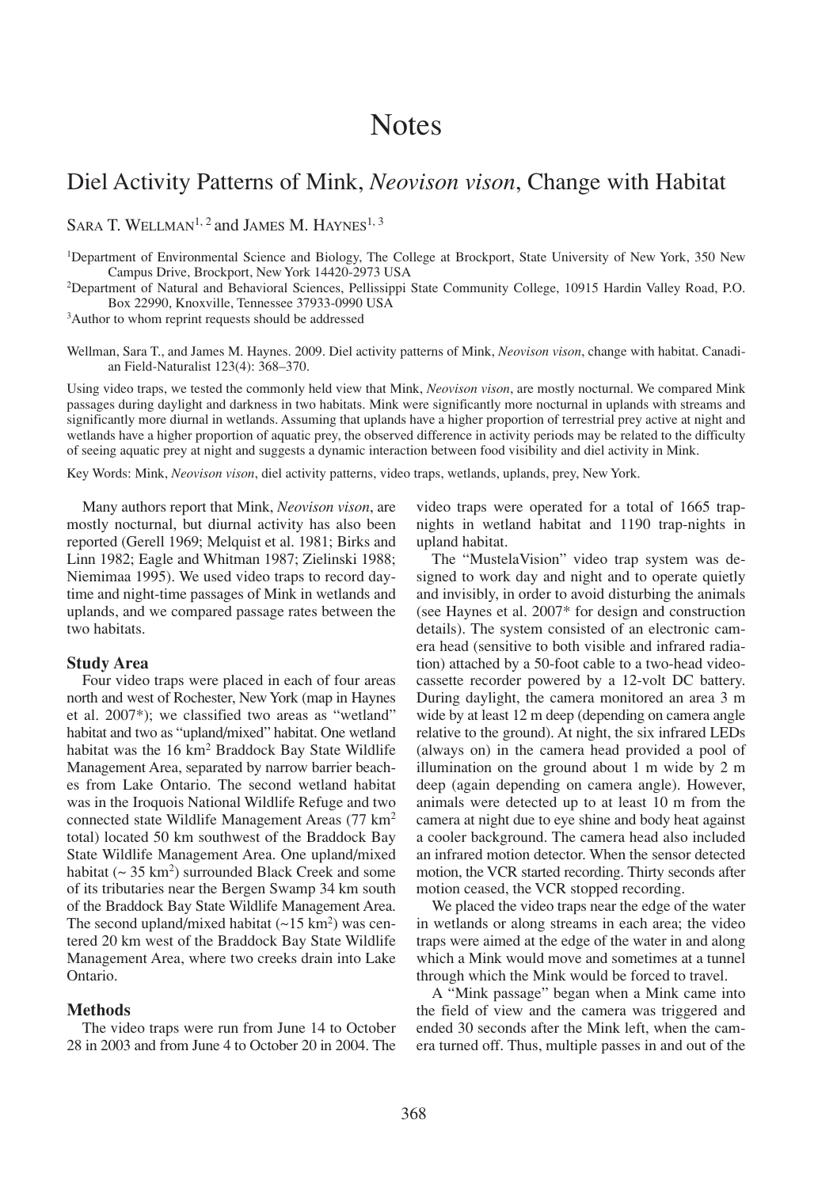# Notes

## Diel Activity Patterns of Mink, *Neovison vison*, Change with Habitat

SARA T. WELLMAN[1, 2] and JAMES M. HAYNES[1, 3]

[1]Department of Environmental Science and Biology, The College at Brockport, State University of New York, 350 New Campus Drive, Brockport, New York 14420-2973 USA

[2]Department of Natural and Behavioral Sciences, Pellissippi State Community College, 10915 Hardin Valley Road, P.O. Box 22990, Knoxville, Tennessee 37933-0990 USA

[3]Author to whom reprint requests should be addressed

Wellman, Sara T., and James M. Haynes. 2009. Diel activity patterns of Mink, *Neovison vison*, change with habitat. Canadian Field-Naturalist 123(4): 368–370.

Using video traps, we tested the commonly held view that Mink, *Neovison vison*, are mostly nocturnal. We compared Mink passages during daylight and darkness in two habitats. Mink were significantly more nocturnal in uplands with streams and significantly more diurnal in wetlands. Assuming that uplands have a higher proportion of terrestrial prey active at night and wetlands have a higher proportion of aquatic prey, the observed difference in activity periods may be related to the difficulty of seeing aquatic prey at night and suggests a dynamic interaction between food visibility and diel activity in Mink.

Key Words: Mink, *Neovison vison*, diel activity patterns, video traps, wetlands, uplands, prey, New York.

Many authors report that Mink, *Neovison vison*, are mostly nocturnal, but diurnal activity has also been reported (Gerell 1969; Melquist et al. 1981; Birks and Linn 1982; Eagle and Whitman 1987; Zielinski 1988; Niemimaa 1995). We used video traps to record daytime and night-time passages of Mink in wetlands and uplands, and we compared passage rates between the two habitats.

### Study Area

Four video traps were placed in each of four areas north and west of Rochester, New York (map in Haynes et al. 2007*); we classified two areas as "wetland" habitat and two as "upland/mixed" habitat. One wetland habitat was the 16 km$^2$ Braddock Bay State Wildlife Management Area, separated by narrow barrier beaches from Lake Ontario. The second wetland habitat was in the Iroquois National Wildlife Refuge and two connected state Wildlife Management Areas (77 km$^2$ total) located 50 km southwest of the Braddock Bay State Wildlife Management Area. One upland/mixed habitat (~ 35 km$^2$) surrounded Black Creek and some of its tributaries near the Bergen Swamp 34 km south of the Braddock Bay State Wildlife Management Area. The second upland/mixed habitat (~15 km$^2$) was centered 20 km west of the Braddock Bay State Wildlife Management Area, where two creeks drain into Lake Ontario.

### Methods

The video traps were run from June 14 to October 28 in 2003 and from June 4 to October 20 in 2004. The video traps were operated for a total of 1665 trap-nights in wetland habitat and 1190 trap-nights in upland habitat.

The "MustelaVision" video trap system was designed to work day and night and to operate quietly and invisibly, in order to avoid disturbing the animals (see Haynes et al. 2007* for design and construction details). The system consisted of an electronic camera head (sensitive to both visible and infrared radiation) attached by a 50-foot cable to a two-head videocassette recorder powered by a 12-volt DC battery. During daylight, the camera monitored an area 3 m wide by at least 12 m deep (depending on camera angle relative to the ground). At night, the six infrared LEDs (always on) in the camera head provided a pool of illumination on the ground about 1 m wide by 2 m deep (again depending on camera angle). However, animals were detected up to at least 10 m from the camera at night due to eye shine and body heat against a cooler background. The camera head also included an infrared motion detector. When the sensor detected motion, the VCR started recording. Thirty seconds after motion ceased, the VCR stopped recording.

We placed the video traps near the edge of the water in wetlands or along streams in each area; the video traps were aimed at the edge of the water in and along which a Mink would move and sometimes at a tunnel through which the Mink would be forced to travel.

A "Mink passage" began when a Mink came into the field of view and the camera was triggered and ended 30 seconds after the Mink left, when the camera turned off. Thus, multiple passes in and out of the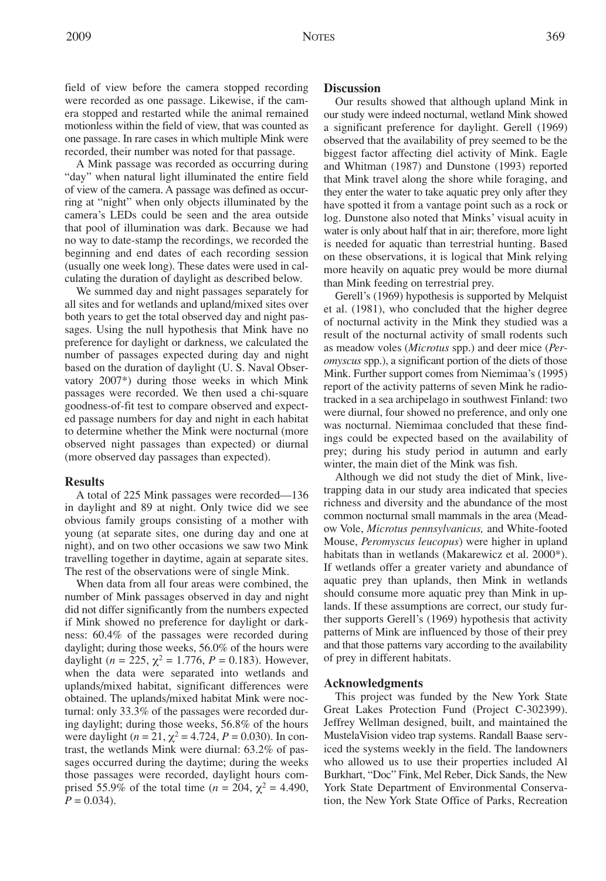field of view before the camera stopped recording were recorded as one passage. Likewise, if the camera stopped and restarted while the animal remained motionless within the field of view, that was counted as one passage. In rare cases in which multiple Mink were recorded, their number was noted for that passage.

A Mink passage was recorded as occurring during "day" when natural light illuminated the entire field of view of the camera. A passage was defined as occurring at "night" when only objects illuminated by the camera's LEDs could be seen and the area outside that pool of illumination was dark. Because we had no way to date-stamp the recordings, we recorded the beginning and end dates of each recording session (usually one week long). These dates were used in calculating the duration of daylight as described below.

We summed day and night passages separately for all sites and for wetlands and upland/mixed sites over both years to get the total observed day and night passages. Using the null hypothesis that Mink have no preference for daylight or darkness, we calculated the number of passages expected during day and night based on the duration of daylight (U. S. Naval Observatory 2007*) during those weeks in which Mink passages were recorded. We then used a chi-square goodness-of-fit test to compare observed and expected passage numbers for day and night in each habitat to determine whether the Mink were nocturnal (more observed night passages than expected) or diurnal (more observed day passages than expected).

## Results

A total of 225 Mink passages were recorded—136 in daylight and 89 at night. Only twice did we see obvious family groups consisting of a mother with young (at separate sites, one during day and one at night), and on two other occasions we saw two Mink travelling together in daytime, again at separate sites. The rest of the observations were of single Mink.

When data from all four areas were combined, the number of Mink passages observed in day and night did not differ significantly from the numbers expected if Mink showed no preference for daylight or darkness: 60.4% of the passages were recorded during daylight; during those weeks, 56.0% of the hours were daylight ($n = 225$, $\chi^2 = 1.776$, $P = 0.183$). However, when the data were separated into wetlands and uplands/mixed habitat, significant differences were obtained. The uplands/mixed habitat Mink were nocturnal: only 33.3% of the passages were recorded during daylight; during those weeks, 56.8% of the hours were daylight ($n = 21$, $\chi^2 = 4.724$, $P = 0.030$). In contrast, the wetlands Mink were diurnal: 63.2% of passages occurred during the daytime; during the weeks those passages were recorded, daylight hours comprised 55.9% of the total time ($n = 204$, $\chi^2 = 4.490$, $P = 0.034$).

## Discussion

Our results showed that although upland Mink in our study were indeed nocturnal, wetland Mink showed a significant preference for daylight. Gerell (1969) observed that the availability of prey seemed to be the biggest factor affecting diel activity of Mink. Eagle and Whitman (1987) and Dunstone (1993) reported that Mink travel along the shore while foraging, and they enter the water to take aquatic prey only after they have spotted it from a vantage point such as a rock or log. Dunstone also noted that Minks' visual acuity in water is only about half that in air; therefore, more light is needed for aquatic than terrestrial hunting. Based on these observations, it is logical that Mink relying more heavily on aquatic prey would be more diurnal than Mink feeding on terrestrial prey.

Gerell's (1969) hypothesis is supported by Melquist et al. (1981), who concluded that the higher degree of nocturnal activity in the Mink they studied was a result of the nocturnal activity of small rodents such as meadow voles (*Microtus* spp.) and deer mice (*Peromyscus* spp.), a significant portion of the diets of those Mink. Further support comes from Niemimaa's (1995) report of the activity patterns of seven Mink he radio-tracked in a sea archipelago in southwest Finland: two were diurnal, four showed no preference, and only one was nocturnal. Niemimaa concluded that these findings could be expected based on the availability of prey; during his study period in autumn and early winter, the main diet of the Mink was fish.

Although we did not study the diet of Mink, live-trapping data in our study area indicated that species richness and diversity and the abundance of the most common nocturnal small mammals in the area (Meadow Vole, *Microtus pennsylvanicus,* and White-footed Mouse, *Peromyscus leucopus*) were higher in upland habitats than in wetlands (Makarewicz et al. 2000*). If wetlands offer a greater variety and abundance of aquatic prey than uplands, then Mink in wetlands should consume more aquatic prey than Mink in uplands. If these assumptions are correct, our study further supports Gerell's (1969) hypothesis that activity patterns of Mink are influenced by those of their prey and that those patterns vary according to the availability of prey in different habitats.

## Acknowledgments

This project was funded by the New York State Great Lakes Protection Fund (Project C-302399). Jeffrey Wellman designed, built, and maintained the MustelaVision video trap systems. Randall Baase serviced the systems weekly in the field. The landowners who allowed us to use their properties included Al Burkhart, "Doc" Fink, Mel Reber, Dick Sands, the New York State Department of Environmental Conservation, the New York State Office of Parks, Recreation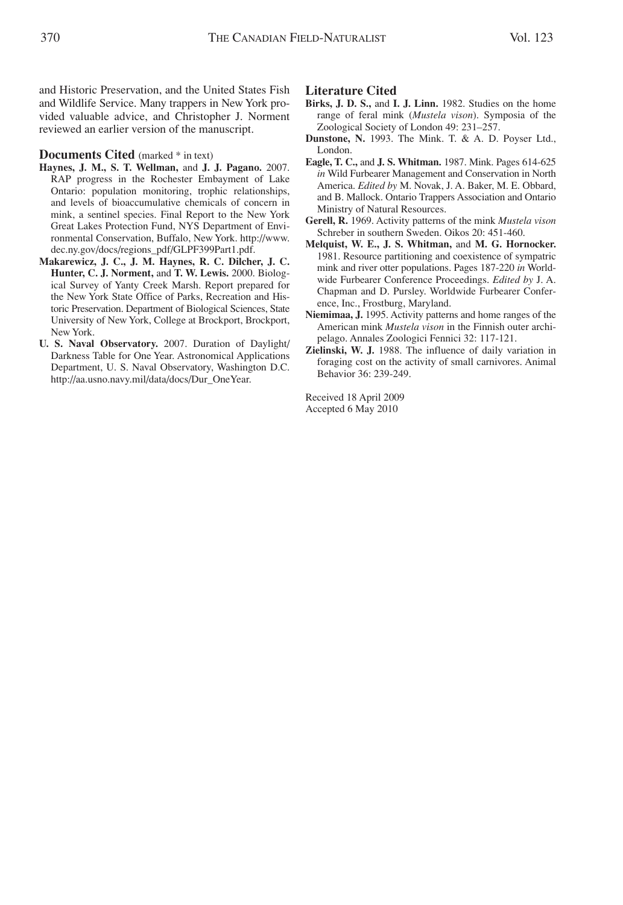and Historic Preservation, and the United States Fish and Wildlife Service. Many trappers in New York provided valuable advice, and Christopher J. Norment reviewed an earlier version of the manuscript.

## Documents Cited (marked * in text)

**Haynes, J. M., S. T. Wellman,** and **J. J. Pagano.** 2007. RAP progress in the Rochester Embayment of Lake Ontario: population monitoring, trophic relationships, and levels of bioaccumulative chemicals of concern in mink, a sentinel species. Final Report to the New York Great Lakes Protection Fund, NYS Department of Environmental Conservation, Buffalo, New York. http://www.dec.ny.gov/docs/regions_pdf/GLPF399Part1.pdf.

**Makarewicz, J. C., J. M. Haynes, R. C. Dilcher, J. C. Hunter, C. J. Norment,** and **T. W. Lewis.** 2000. Biological Survey of Yanty Creek Marsh. Report prepared for the New York State Office of Parks, Recreation and Historic Preservation. Department of Biological Sciences, State University of New York, College at Brockport, Brockport, New York.

**U. S. Naval Observatory.** 2007. Duration of Daylight/Darkness Table for One Year. Astronomical Applications Department, U. S. Naval Observatory, Washington D.C. http://aa.usno.navy.mil/data/docs/Dur_OneYear.

## Literature Cited

**Birks, J. D. S.,** and **I. J. Linn.** 1982. Studies on the home range of feral mink (*Mustela vison*). Symposia of the Zoological Society of London 49: 231–257.

**Dunstone, N.** 1993. The Mink. T. & A. D. Poyser Ltd., London.

**Eagle, T. C.,** and **J. S. Whitman.** 1987. Mink. Pages 614-625 *in* Wild Furbearer Management and Conservation in North America. *Edited by* M. Novak, J. A. Baker, M. E. Obbard, and B. Mallock. Ontario Trappers Association and Ontario Ministry of Natural Resources.

**Gerell, R.** 1969. Activity patterns of the mink *Mustela vison* Schreber in southern Sweden. Oikos 20: 451-460.

**Melquist, W. E., J. S. Whitman,** and **M. G. Hornocker.** 1981. Resource partitioning and coexistence of sympatric mink and river otter populations. Pages 187-220 *in* Worldwide Furbearer Conference Proceedings. *Edited by* J. A. Chapman and D. Pursley. Worldwide Furbearer Conference, Inc., Frostburg, Maryland.

**Niemimaa, J.** 1995. Activity patterns and home ranges of the American mink *Mustela vison* in the Finnish outer archipelago. Annales Zoologici Fennici 32: 117-121.

**Zielinski, W. J.** 1988. The influence of daily variation in foraging cost on the activity of small carnivores. Animal Behavior 36: 239-249.

Received 18 April 2009
Accepted 6 May 2010